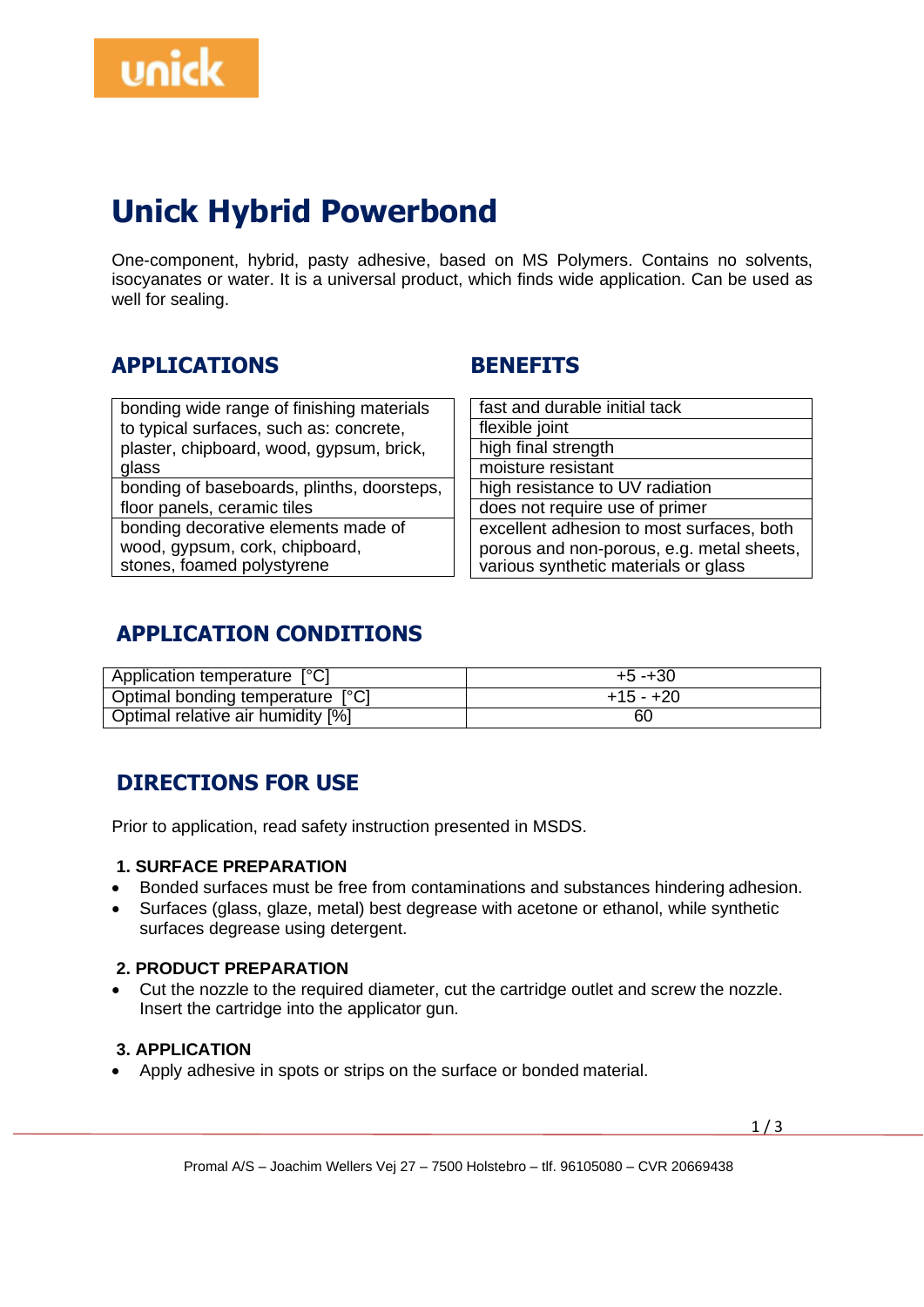# Unick Hybrid Powerbond

One-component, hybrid, pasty adhesive, based on MS Polymers. Contains no solvents, isocyanates or water. It is a universal product, which finds wide application. Can be used as well for sealing.

## APPLICATIONS

| |
|---|
| bonding wide range of finishing materials to typical surfaces, such as: concrete, plaster, chipboard, wood, gypsum, brick, glass |
| bonding of baseboards, plinths, doorsteps, floor panels, ceramic tiles |
| bonding decorative elements made of wood, gypsum, cork, chipboard, stones, foamed polystyrene |

## BENEFITS

| |
|---|
| fast and durable initial tack |
| flexible joint |
| high final strength |
| moisture resistant |
| high resistance to UV radiation |
| does not require use of primer |
| excellent adhesion to most surfaces, both porous and non-porous, e.g. metal sheets, various synthetic materials or glass |

## APPLICATION CONDITIONS

| | |
|---|---|
| Application temperature [°C] | +5 -+30 |
| Optimal bonding temperature [°C] | +15 - +20 |
| Optimal relative air humidity [%] | 60 |

## DIRECTIONS FOR USE

Prior to application, read safety instruction presented in MSDS.

### 1. SURFACE PREPARATION

- Bonded surfaces must be free from contaminations and substances hindering adhesion.
- Surfaces (glass, glaze, metal) best degrease with acetone or ethanol, while synthetic surfaces degrease using detergent.

### 2. PRODUCT PREPARATION

- Cut the nozzle to the required diameter, cut the cartridge outlet and screw the nozzle. Insert the cartridge into the applicator gun.

### 3. APPLICATION

- Apply adhesive in spots or strips on the surface or bonded material.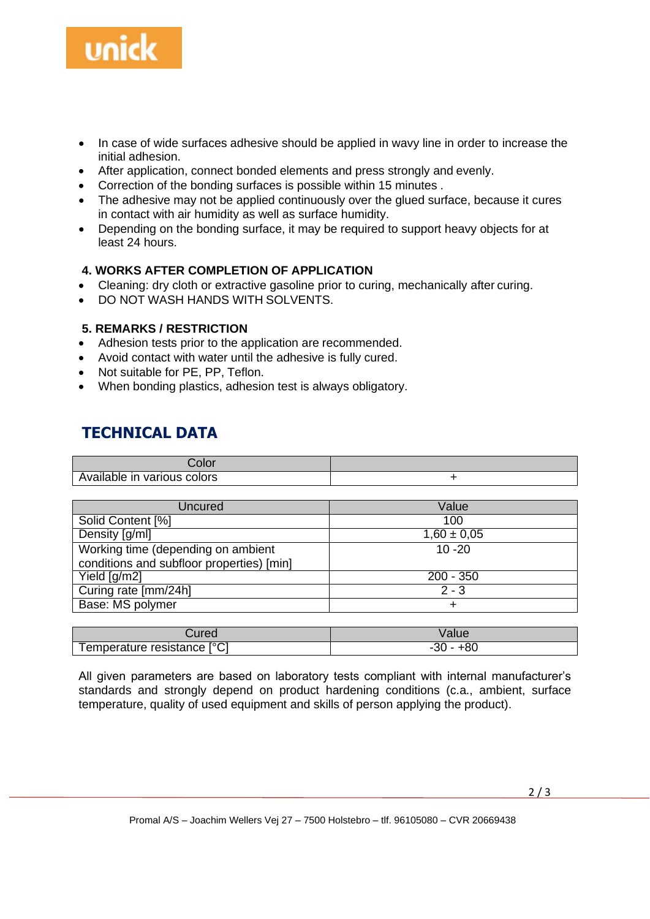- In case of wide surfaces adhesive should be applied in wavy line in order to increase the initial adhesion.
- After application, connect bonded elements and press strongly and evenly.
- Correction of the bonding surfaces is possible within 15 minutes .
- The adhesive may not be applied continuously over the glued surface, because it cures in contact with air humidity as well as surface humidity.
- Depending on the bonding surface, it may be required to support heavy objects for at least 24 hours.

### 4. WORKS AFTER COMPLETION OF APPLICATION

- Cleaning: dry cloth or extractive gasoline prior to curing, mechanically after curing.
- DO NOT WASH HANDS WITH SOLVENTS.

### 5. REMARKS / RESTRICTION

- Adhesion tests prior to the application are recommended.
- Avoid contact with water until the adhesive is fully cured.
- Not suitable for PE, PP, Teflon.
- When bonding plastics, adhesion test is always obligatory.

## TECHNICAL DATA

| Color | |
|---|---|
| Available in various colors | + |

| Uncured | Value |
|---|---|
| Solid Content [%] | 100 |
| Density [g/ml] | 1,60 ± 0,05 |
| Working time (depending on ambient conditions and subfloor properties) [min] | 10 -20 |
| Yield [g/m2] | 200 - 350 |
| Curing rate [mm/24h] | 2 - 3 |
| Base: MS polymer | + |

| Cured | Value |
|---|---|
| Temperature resistance [°C] | -30 - +80 |

All given parameters are based on laboratory tests compliant with internal manufacturer's standards and strongly depend on product hardening conditions (c.a., ambient, surface temperature, quality of used equipment and skills of person applying the product).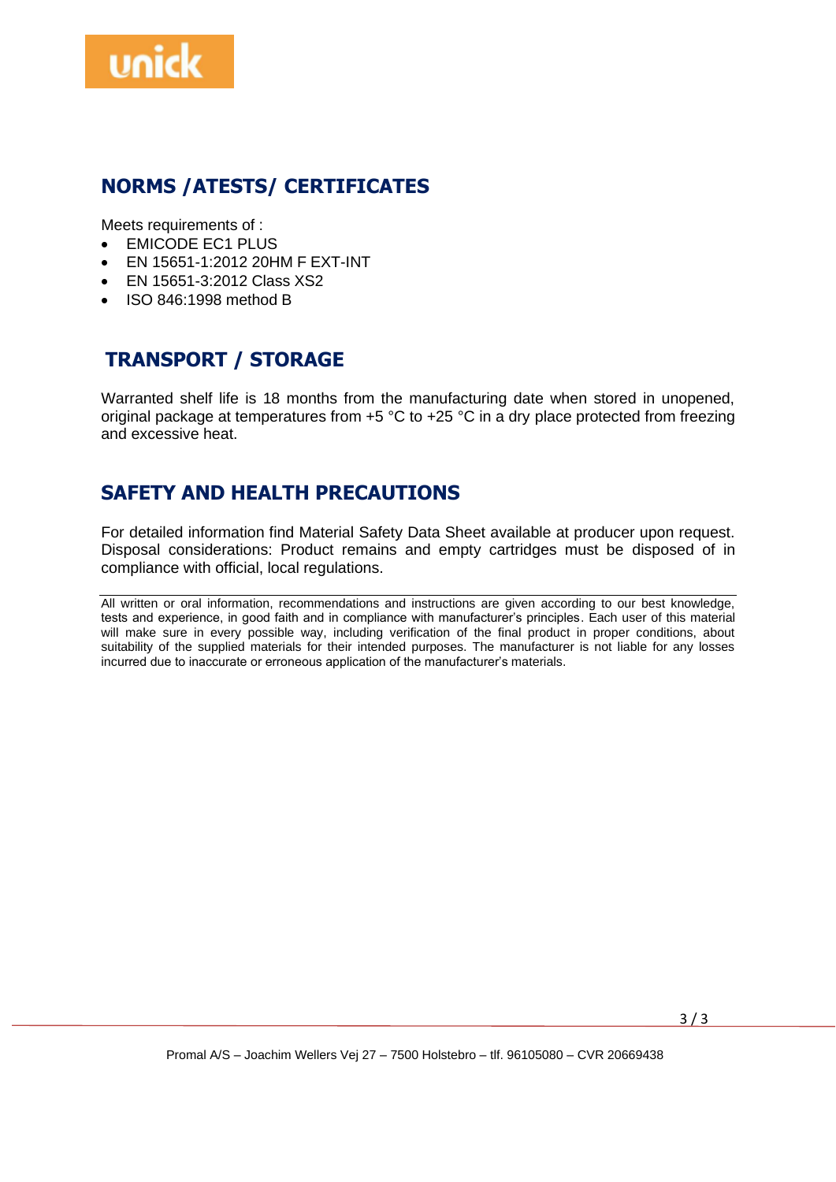## NORMS /ATESTS/ CERTIFICATES

Meets requirements of :

- EMICODE EC1 PLUS
- EN 15651-1:2012 20HM F EXT-INT
- EN 15651-3:2012 Class XS2
- ISO 846:1998 method B

## TRANSPORT / STORAGE

Warranted shelf life is 18 months from the manufacturing date when stored in unopened, original package at temperatures from +5 °C to +25 °C in a dry place protected from freezing and excessive heat.

## SAFETY AND HEALTH PRECAUTIONS

For detailed information find Material Safety Data Sheet available at producer upon request. Disposal considerations: Product remains and empty cartridges must be disposed of in compliance with official, local regulations.

---

All written or oral information, recommendations and instructions are given according to our best knowledge, tests and experience, in good faith and in compliance with manufacturer's principles. Each user of this material will make sure in every possible way, including verification of the final product in proper conditions, about suitability of the supplied materials for their intended purposes. The manufacturer is not liable for any losses incurred due to inaccurate or erroneous application of the manufacturer's materials.